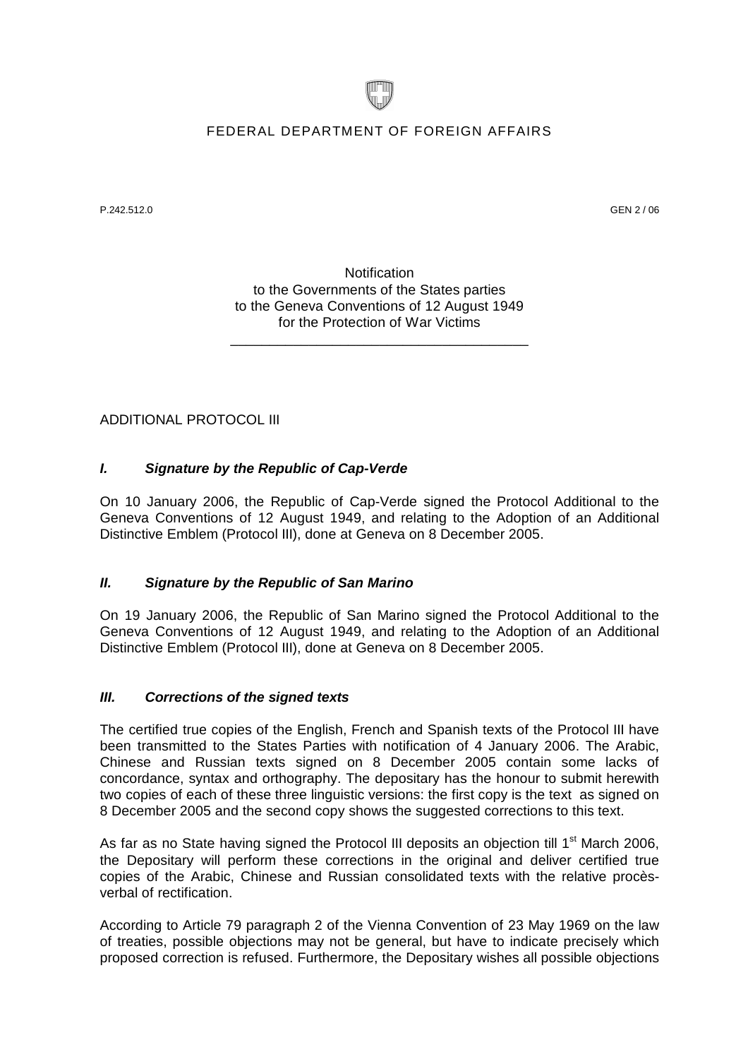FEDERAL DEPARTMENT OF FOREIGN AFFAIRS

P.242.512.0 GEN 2 / 06

Notification
to the Governments of the States parties
to the Geneva Conventions of 12 August 1949
for the Protection of War Victims

---

ADDITIONAL PROTOCOL III

### *I. Signature by the Republic of Cap-Verde*

On 10 January 2006, the Republic of Cap-Verde signed the Protocol Additional to the Geneva Conventions of 12 August 1949, and relating to the Adoption of an Additional Distinctive Emblem (Protocol III), done at Geneva on 8 December 2005.

### *II. Signature by the Republic of San Marino*

On 19 January 2006, the Republic of San Marino signed the Protocol Additional to the Geneva Conventions of 12 August 1949, and relating to the Adoption of an Additional Distinctive Emblem (Protocol III), done at Geneva on 8 December 2005.

### *III. Corrections of the signed texts*

The certified true copies of the English, French and Spanish texts of the Protocol III have been transmitted to the States Parties with notification of 4 January 2006. The Arabic, Chinese and Russian texts signed on 8 December 2005 contain some lacks of concordance, syntax and orthography. The depositary has the honour to submit herewith two copies of each of these three linguistic versions: the first copy is the text as signed on 8 December 2005 and the second copy shows the suggested corrections to this text.

As far as no State having signed the Protocol III deposits an objection till 1st March 2006, the Depositary will perform these corrections in the original and deliver certified true copies of the Arabic, Chinese and Russian consolidated texts with the relative procès-verbal of rectification.

According to Article 79 paragraph 2 of the Vienna Convention of 23 May 1969 on the law of treaties, possible objections may not be general, but have to indicate precisely which proposed correction is refused. Furthermore, the Depositary wishes all possible objections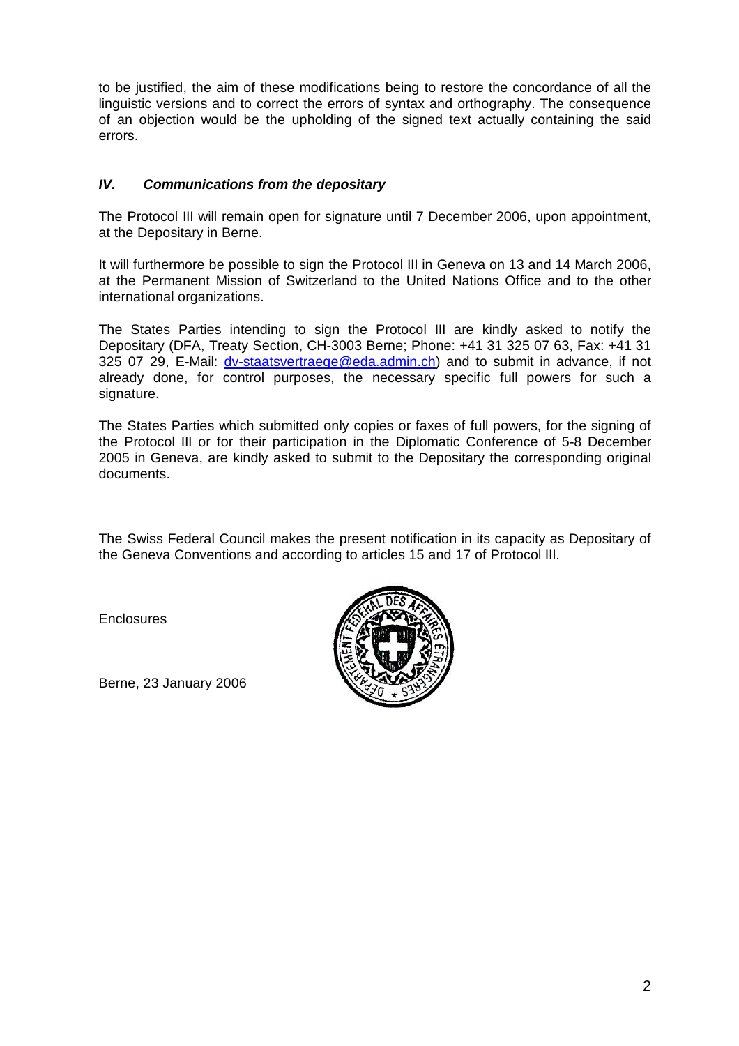to be justified, the aim of these modifications being to restore the concordance of all the linguistic versions and to correct the errors of syntax and orthography. The consequence of an objection would be the upholding of the signed text actually containing the said errors.

### *IV. Communications from the depositary*

The Protocol III will remain open for signature until 7 December 2006, upon appointment, at the Depositary in Berne.

It will furthermore be possible to sign the Protocol III in Geneva on 13 and 14 March 2006, at the Permanent Mission of Switzerland to the United Nations Office and to the other international organizations.

The States Parties intending to sign the Protocol III are kindly asked to notify the Depositary (DFA, Treaty Section, CH-3003 Berne; Phone: +41 31 325 07 63, Fax: +41 31 325 07 29, E-Mail: dv-staatsvertraege@eda.admin.ch) and to submit in advance, if not already done, for control purposes, the necessary specific full powers for such a signature.

The States Parties which submitted only copies or faxes of full powers, for the signing of the Protocol III or for their participation in the Diplomatic Conference of 5-8 December 2005 in Geneva, are kindly asked to submit to the Depositary the corresponding original documents.

The Swiss Federal Council makes the present notification in its capacity as Depositary of the Geneva Conventions and according to articles 15 and 17 of Protocol III.

Enclosures

Berne, 23 January 2006

DEPARTEMENT FEDERAL DES AFFAIRES ETRANGERES